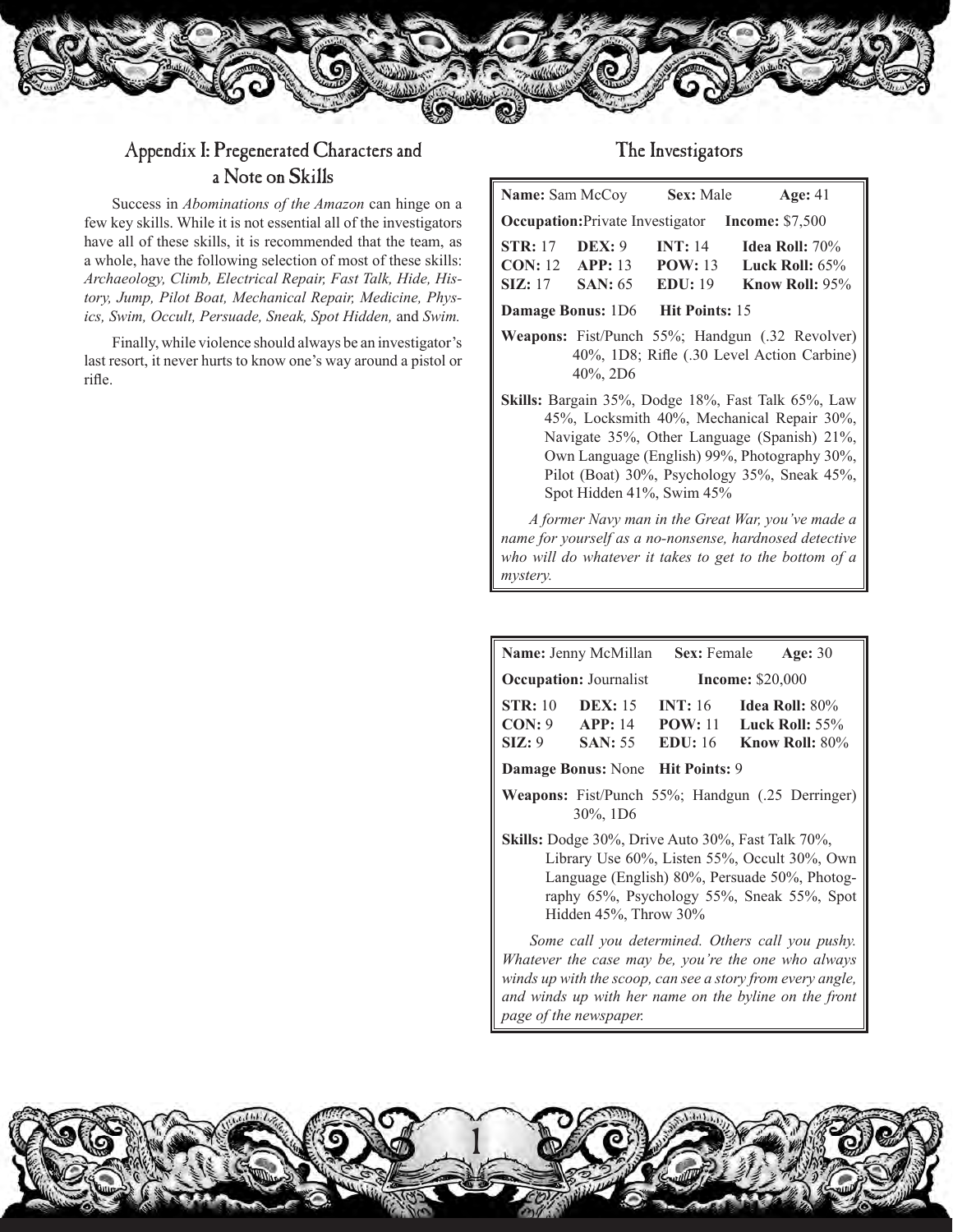## Appendix I: Pregenerated Characters and a Note on Skills

Success in *Abominations of the Amazon* can hinge on a few key skills. While it is not essential all of the investigators have all of these skills, it is recommended that the team, as a whole, have the following selection of most of these skills: *Archaeology, Climb, Electrical Repair, Fast Talk, Hide, History, Jump, Pilot Boat, Mechanical Repair, Medicine, Physics, Swim, Occult, Persuade, Sneak, Spot Hidden,* and *Swim.*

Finally, while violence should always be an investigator's last resort, it never hurts to know one's way around a pistol or rifle.

## The Investigators

**Name:** Sam McCoy **Sex:** Male **Age:** 41

**Occupation:** Private Investigator **Income:** $7,500

| | | | |
|---|---|---|---|
| **STR:** 17 | **DEX:** 9 | **INT:** 14 | **Idea Roll:** 70% |
| **CON:** 12 | **APP:** 13 | **POW:** 13 | **Luck Roll:** 65% |
| **SIZ:** 17 | **SAN:** 65 | **EDU:** 19 | **Know Roll:** 95% |

**Damage Bonus:** 1D6 **Hit Points:** 15

**Weapons:** Fist/Punch 55%; Handgun (.32 Revolver) 40%, 1D8; Rifle (.30 Level Action Carbine) 40%, 2D6

**Skills:** Bargain 35%, Dodge 18%, Fast Talk 65%, Law 45%, Locksmith 40%, Mechanical Repair 30%, Navigate 35%, Other Language (Spanish) 21%, Own Language (English) 99%, Photography 30%, Pilot (Boat) 30%, Psychology 35%, Sneak 45%, Spot Hidden 41%, Swim 45%

*A former Navy man in the Great War, you've made a name for yourself as a no-nonsense, hardnosed detective who will do whatever it takes to get to the bottom of a mystery.*

---

**Name:** Jenny McMillan **Sex:** Female **Age:** 30

**Occupation:** Journalist **Income:** $20,000

| | | | |
|---|---|---|---|
| **STR:** 10 | **DEX:** 15 | **INT:** 16 | **Idea Roll:** 80% |
| **CON:** 9 | **APP:** 14 | **POW:** 11 | **Luck Roll:** 55% |
| **SIZ:** 9 | **SAN:** 55 | **EDU:** 16 | **Know Roll:** 80% |

**Damage Bonus:** None **Hit Points:** 9

**Weapons:** Fist/Punch 55%; Handgun (.25 Derringer) 30%, 1D6

**Skills:** Dodge 30%, Drive Auto 30%, Fast Talk 70%, Library Use 60%, Listen 55%, Occult 30%, Own Language (English) 80%, Persuade 50%, Photography 65%, Psychology 55%, Sneak 55%, Spot Hidden 45%, Throw 30%

*Some call you determined. Others call you pushy. Whatever the case may be, you're the one who always winds up with the scoop, can see a story from every angle, and winds up with her name on the byline on the front page of the newspaper.*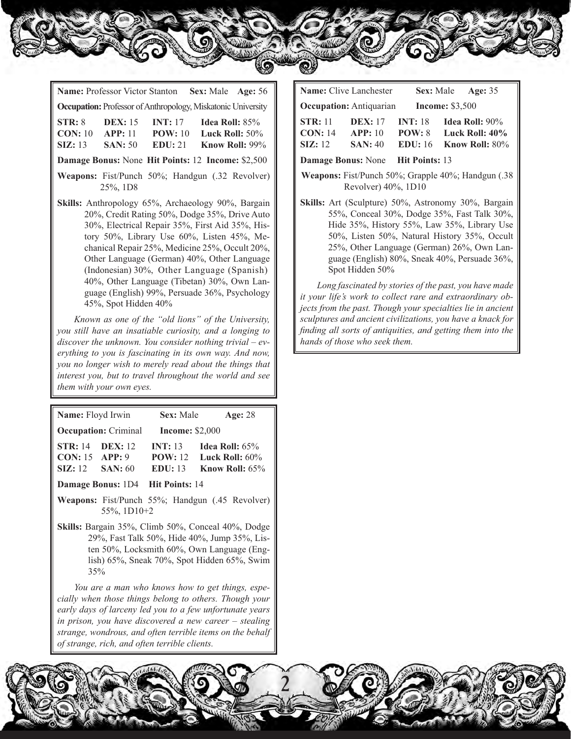**Name:** Professor Victor Stanton **Sex:** Male **Age:** 56

**Occupation:** Professor of Anthropology, Miskatonic University

| | | | |
|---|---|---|---|
| **STR:** 8 | **DEX:** 15 | **INT:** 17 | **Idea Roll:** 85% |
| **CON:** 10 | **APP:** 11 | **POW:** 10 | **Luck Roll:** 50% |
| **SIZ:** 13 | **SAN:** 50 | **EDU:** 21 | **Know Roll:** 99% |

**Damage Bonus:** None **Hit Points:** 12 **Income:** $2,500

**Weapons:** Fist/Punch 50%; Handgun (.32 Revolver) 25%, 1D8

**Skills:** Anthropology 65%, Archaeology 90%, Bargain 20%, Credit Rating 50%, Dodge 35%, Drive Auto 30%, Electrical Repair 35%, First Aid 35%, History 50%, Library Use 60%, Listen 45%, Mechanical Repair 25%, Medicine 25%, Occult 20%, Other Language (German) 40%, Other Language (Indonesian) 30%, Other Language (Spanish) 40%, Other Language (Tibetan) 30%, Own Language (English) 99%, Persuade 36%, Psychology 45%, Spot Hidden 40%

*Known as one of the "old lions" of the University, you still have an insatiable curiosity, and a longing to discover the unknown. You consider nothing trivial – everything to you is fascinating in its own way. And now, you no longer wish to merely read about the things that interest you, but to travel throughout the world and see them with your own eyes.*

**Name:** Floyd Irwin **Sex:** Male **Age:** 28

**Occupation:** Criminal **Income:** $2,000

| | | | |
|---|---|---|---|
| **STR:** 14 | **DEX:** 12 | **INT:** 13 | **Idea Roll:** 65% |
| **CON:** 15 | **APP:** 9 | **POW:** 12 | **Luck Roll:** 60% |
| **SIZ:** 12 | **SAN:** 60 | **EDU:** 13 | **Know Roll:** 65% |

**Damage Bonus:** 1D4 **Hit Points:** 14

**Weapons:** Fist/Punch 55%; Handgun (.45 Revolver) 55%, 1D10+2

**Skills:** Bargain 35%, Climb 50%, Conceal 40%, Dodge 29%, Fast Talk 50%, Hide 40%, Jump 35%, Listen 50%, Locksmith 60%, Own Language (English) 65%, Sneak 70%, Spot Hidden 65%, Swim 35%

*You are a man who knows how to get things, especially when those things belong to others. Though your early days of larceny led you to a few unfortunate years in prison, you have discovered a new career – stealing strange, wondrous, and often terrible items on the behalf of strange, rich, and often terrible clients.*

**Name:** Clive Lanchester **Sex:** Male **Age:** 35

**Occupation:** Antiquarian **Income:** $3,500

| | | | |
|---|---|---|---|
| **STR:** 11 | **DEX:** 17 | **INT:** 18 | **Idea Roll:** 90% |
| **CON:** 14 | **APP:** 10 | **POW:** 8 | **Luck Roll: 40%** |
| **SIZ:** 12 | **SAN:** 40 | **EDU:** 16 | **Know Roll:** 80% |

**Damage Bonus:** None **Hit Points:** 13

**Weapons:** Fist/Punch 50%; Grapple 40%; Handgun (.38 Revolver) 40%, 1D10

**Skills:** Art (Sculpture) 50%, Astronomy 30%, Bargain 55%, Conceal 30%, Dodge 35%, Fast Talk 30%, Hide 35%, History 55%, Law 35%, Library Use 50%, Listen 50%, Natural History 35%, Occult 25%, Other Language (German) 26%, Own Language (English) 80%, Sneak 40%, Persuade 36%, Spot Hidden 50%

*Long fascinated by stories of the past, you have made it your life's work to collect rare and extraordinary objects from the past. Though your specialties lie in ancient sculptures and ancient civilizations, you have a knack for finding all sorts of antiquities, and getting them into the hands of those who seek them.*